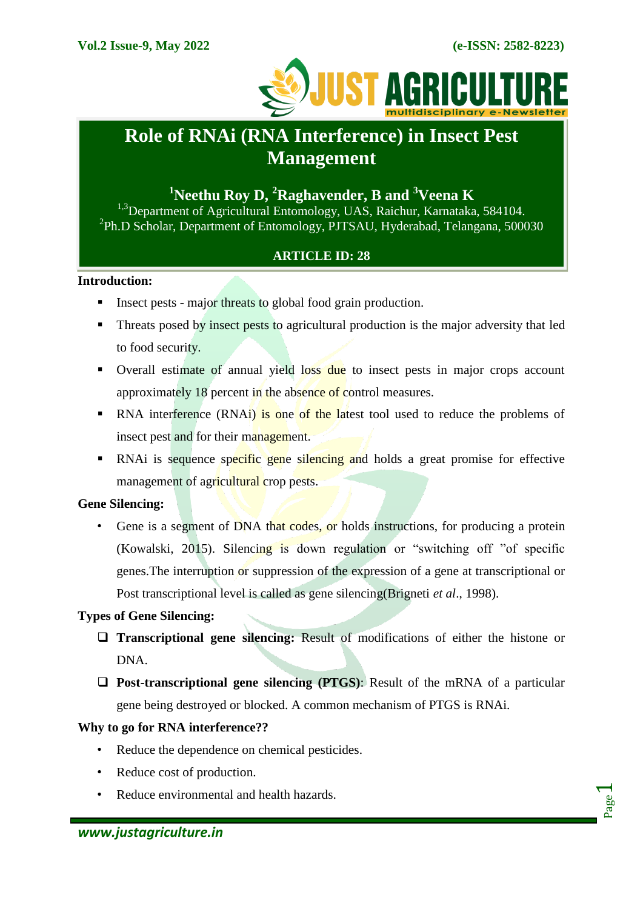# Role of RNAi (RNA Interference) in Insect Pest Management

**[1]Neethu Roy D, [2]Raghavender, B and [3]Veena K**

[1,3]Department of Agricultural Entomology, UAS, Raichur, Karnataka, 584104.
[2]Ph.D Scholar, Department of Entomology, PJTSAU, Hyderabad, Telangana, 500030

**ARTICLE ID: 28**

## Introduction:

- Insect pests - major threats to global food grain production.
- Threats posed by insect pests to agricultural production is the major adversity that led to food security.
- Overall estimate of annual yield loss due to insect pests in major crops account approximately 18 percent in the absence of control measures.
- RNA interference (RNAi) is one of the latest tool used to reduce the problems of insect pest and for their management.
- RNAi is sequence specific gene silencing and holds a great promise for effective management of agricultural crop pests.

## Gene Silencing:

- Gene is a segment of DNA that codes, or holds instructions, for producing a protein (Kowalski, 2015). Silencing is down regulation or “switching off ”of specific genes.The interruption or suppression of the expression of a gene at transcriptional or Post transcriptional level is called as gene silencing(Brigneti *et al*., 1998).

## Types of Gene Silencing:

- **Transcriptional gene silencing:** Result of modifications of either the histone or DNA.
- **Post-transcriptional gene silencing (PTGS)**: Result of the mRNA of a particular gene being destroyed or blocked. A common mechanism of PTGS is RNAi.

## Why to go for RNA interference??

- Reduce the dependence on chemical pesticides.
- Reduce cost of production.
- Reduce environmental and health hazards.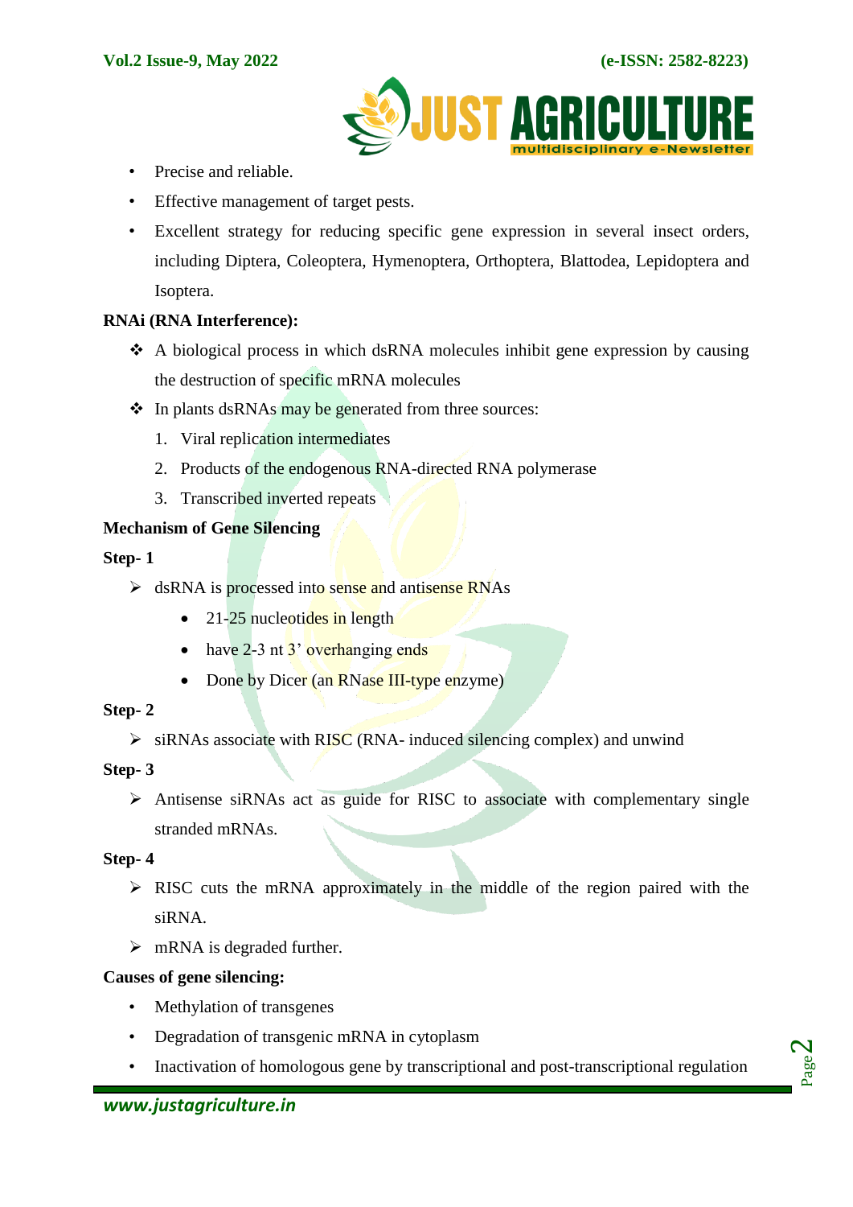- Precise and reliable.
- Effective management of target pests.
- Excellent strategy for reducing specific gene expression in several insect orders, including Diptera, Coleoptera, Hymenoptera, Orthoptera, Blattodea, Lepidoptera and Isoptera.

**RNAi (RNA Interference):**

- A biological process in which dsRNA molecules inhibit gene expression by causing the destruction of specific mRNA molecules
- In plants dsRNAs may be generated from three sources:
  1. Viral replication intermediates
  2. Products of the endogenous RNA-directed RNA polymerase
  3. Transcribed inverted repeats

**Mechanism of Gene Silencing**

**Step- 1**

- dsRNA is processed into sense and antisense RNAs
  - 21-25 nucleotides in length
  - have 2-3 nt 3' overhanging ends
  - Done by Dicer (an RNase III-type enzyme)

**Step- 2**

- siRNAs associate with RISC (RNA- induced silencing complex) and unwind

**Step- 3**

- Antisense siRNAs act as guide for RISC to associate with complementary single stranded mRNAs.

**Step- 4**

- RISC cuts the mRNA approximately in the middle of the region paired with the siRNA.
- mRNA is degraded further.

**Causes of gene silencing:**

- Methylation of transgenes
- Degradation of transgenic mRNA in cytoplasm
- Inactivation of homologous gene by transcriptional and post-transcriptional regulation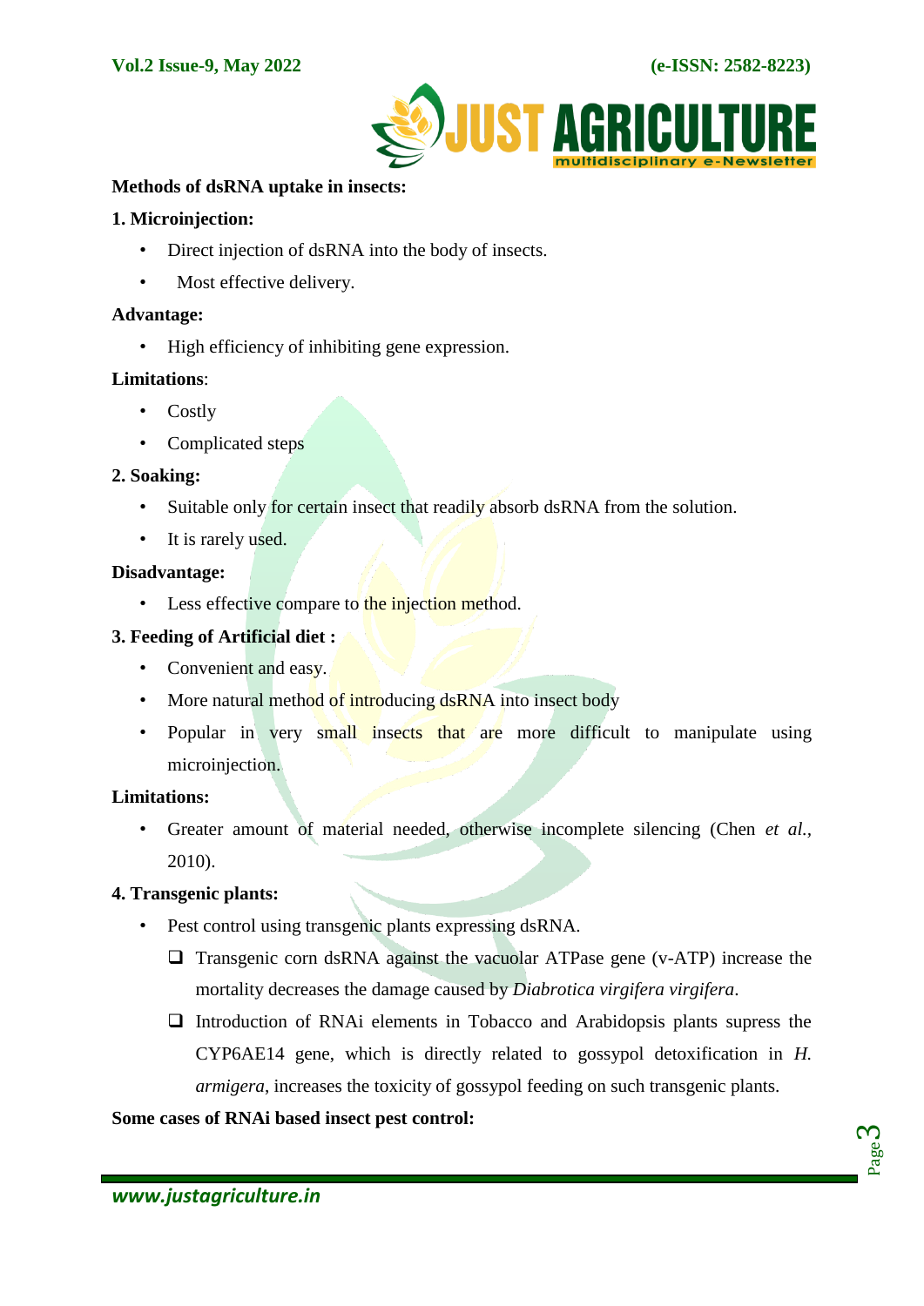**Methods of dsRNA uptake in insects:**

**1. Microinjection:**

- Direct injection of dsRNA into the body of insects.
- Most effective delivery.

**Advantage:**

- High efficiency of inhibiting gene expression.

**Limitations**:

- Costly
- Complicated steps

**2. Soaking:**

- Suitable only for certain insect that readily absorb dsRNA from the solution.
- It is rarely used.

**Disadvantage:**

- Less effective compare to the injection method.

**3. Feeding of Artificial diet :**

- Convenient and easy.
- More natural method of introducing dsRNA into insect body
- Popular in very small insects that are more difficult to manipulate using microinjection.

**Limitations:**

- Greater amount of material needed, otherwise incomplete silencing (Chen *et al.*, 2010).

**4. Transgenic plants:**

- Pest control using transgenic plants expressing dsRNA.
  - ❑ Transgenic corn dsRNA against the vacuolar ATPase gene (v-ATP) increase the mortality decreases the damage caused by *Diabrotica virgifera virgifera*.
  - ❑ Introduction of RNAi elements in Tobacco and Arabidopsis plants supress the CYP6AE14 gene, which is directly related to gossypol detoxification in *H. armigera*, increases the toxicity of gossypol feeding on such transgenic plants.

**Some cases of RNAi based insect pest control:**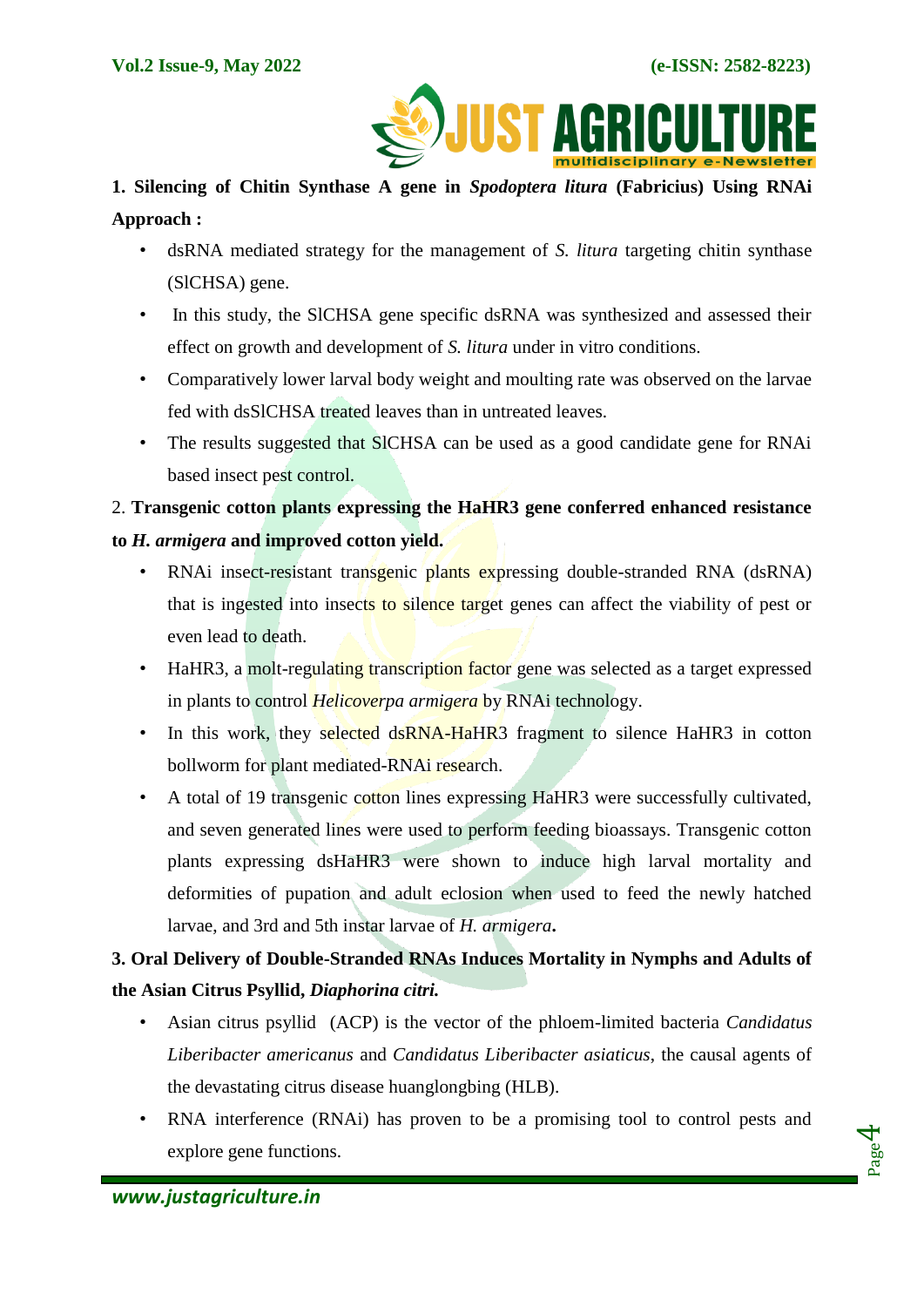**1. Silencing of Chitin Synthase A gene in *Spodoptera litura* (Fabricius) Using RNAi Approach :**

- dsRNA mediated strategy for the management of *S. litura* targeting chitin synthase (SlCHSA) gene.
- In this study, the SlCHSA gene specific dsRNA was synthesized and assessed their effect on growth and development of *S. litura* under in vitro conditions.
- Comparatively lower larval body weight and moulting rate was observed on the larvae fed with dsSlCHSA treated leaves than in untreated leaves.
- The results suggested that SlCHSA can be used as a good candidate gene for RNAi based insect pest control.

2. **Transgenic cotton plants expressing the HaHR3 gene conferred enhanced resistance to *H. armigera* and improved cotton yield.**

- RNAi insect-resistant transgenic plants expressing double-stranded RNA (dsRNA) that is ingested into insects to silence target genes can affect the viability of pest or even lead to death.
- HaHR3, a molt-regulating transcription factor gene was selected as a target expressed in plants to control *Helicoverpa armigera* by RNAi technology.
- In this work, they selected dsRNA-HaHR3 fragment to silence HaHR3 in cotton bollworm for plant mediated-RNAi research.
- A total of 19 transgenic cotton lines expressing HaHR3 were successfully cultivated, and seven generated lines were used to perform feeding bioassays. Transgenic cotton plants expressing dsHaHR3 were shown to induce high larval mortality and deformities of pupation and adult eclosion when used to feed the newly hatched larvae, and 3rd and 5th instar larvae of *H. armigera***.**

**3. Oral Delivery of Double-Stranded RNAs Induces Mortality in Nymphs and Adults of the Asian Citrus Psyllid, *Diaphorina citri.***

- Asian citrus psyllid (ACP) is the vector of the phloem-limited bacteria *Candidatus Liberibacter americanus* and *Candidatus Liberibacter asiaticus*, the causal agents of the devastating citrus disease huanglongbing (HLB).
- RNA interference (RNAi) has proven to be a promising tool to control pests and explore gene functions.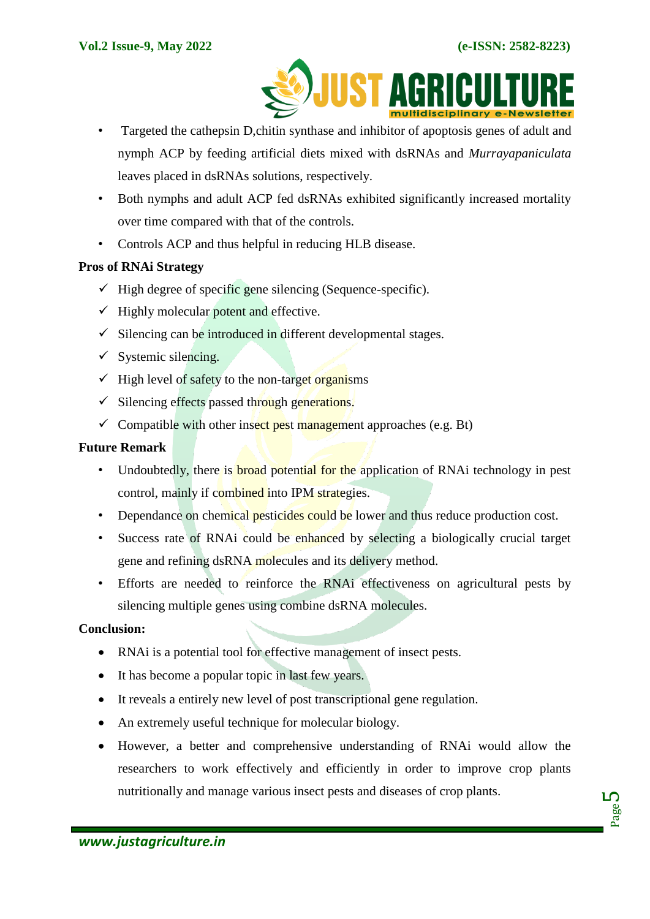- Targeted the cathepsin D,chitin synthase and inhibitor of apoptosis genes of adult and nymph ACP by feeding artificial diets mixed with dsRNAs and *Murrayapaniculata* leaves placed in dsRNAs solutions, respectively.
- Both nymphs and adult ACP fed dsRNAs exhibited significantly increased mortality over time compared with that of the controls.
- Controls ACP and thus helpful in reducing HLB disease.

**Pros of RNAi Strategy**

- ✓ High degree of specific gene silencing (Sequence-specific).
- ✓ Highly molecular potent and effective.
- ✓ Silencing can be introduced in different developmental stages.
- ✓ Systemic silencing.
- ✓ High level of safety to the non-target organisms
- ✓ Silencing effects passed through generations.
- ✓ Compatible with other insect pest management approaches (e.g. Bt)

**Future Remark**

- Undoubtedly, there is broad potential for the application of RNAi technology in pest control, mainly if combined into IPM strategies.
- Dependance on chemical pesticides could be lower and thus reduce production cost.
- Success rate of RNAi could be enhanced by selecting a biologically crucial target gene and refining dsRNA molecules and its delivery method.
- Efforts are needed to reinforce the RNAi effectiveness on agricultural pests by silencing multiple genes using combine dsRNA molecules.

**Conclusion:**

- RNAi is a potential tool for effective management of insect pests.
- It has become a popular topic in last few years.
- It reveals a entirely new level of post transcriptional gene regulation.
- An extremely useful technique for molecular biology.
- However, a better and comprehensive understanding of RNAi would allow the researchers to work effectively and efficiently in order to improve crop plants nutritionally and manage various insect pests and diseases of crop plants.